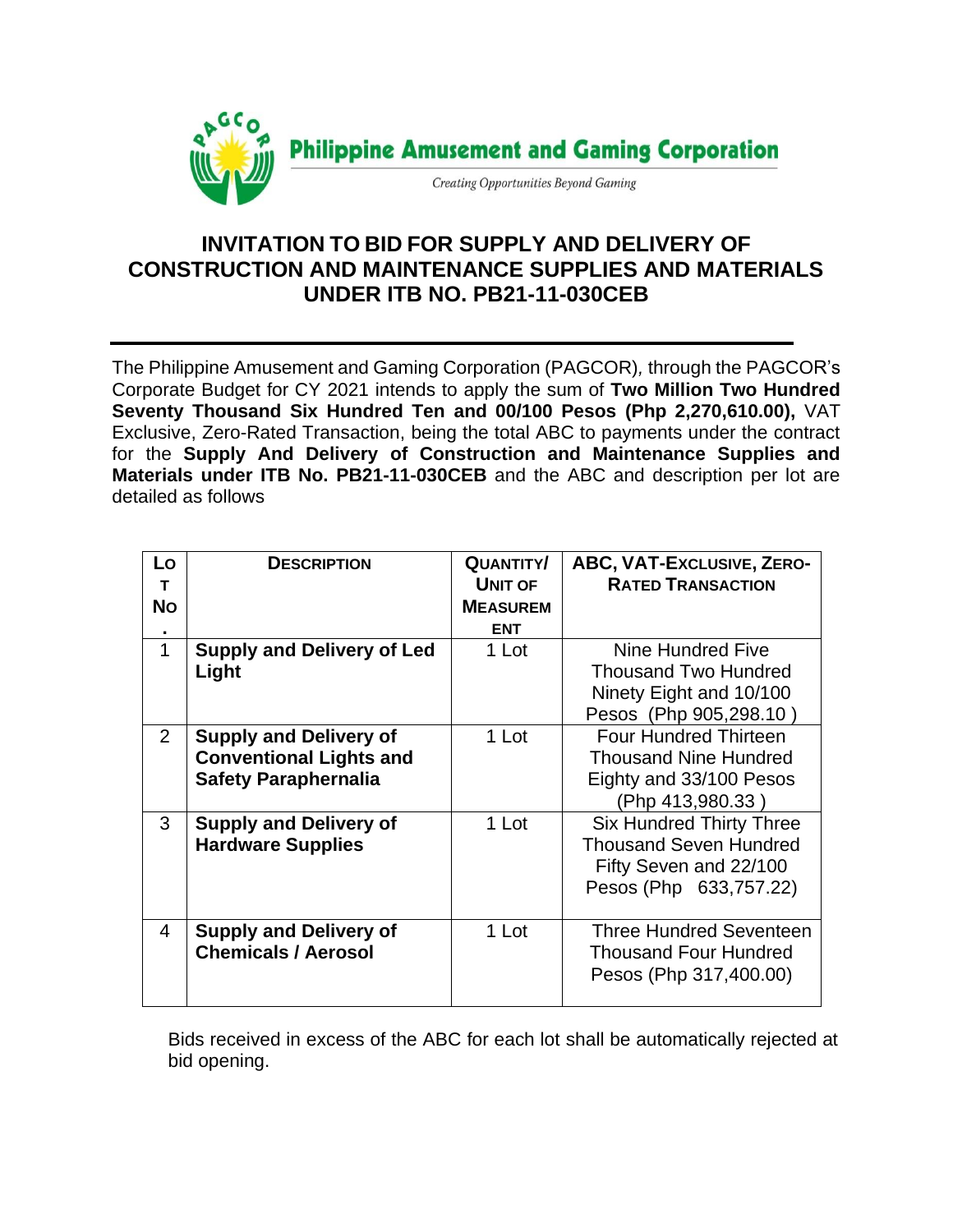**Philippine Amusement and Gaming Corporation**

*Creating Opportunities Beyond Gaming*

# INVITATION TO BID FOR SUPPLY AND DELIVERY OF CONSTRUCTION AND MAINTENANCE SUPPLIES AND MATERIALS UNDER ITB NO. PB21-11-030CEB

The Philippine Amusement and Gaming Corporation (PAGCOR), through the PAGCOR's Corporate Budget for CY 2021 intends to apply the sum of **Two Million Two Hundred Seventy Thousand Six Hundred Ten and 00/100 Pesos (Php 2,270,610.00),** VAT Exclusive, Zero-Rated Transaction, being the total ABC to payments under the contract for the **Supply And Delivery of Construction and Maintenance Supplies and Materials under ITB No. PB21-11-030CEB** and the ABC and description per lot are detailed as follows

| LOT NO. | DESCRIPTION | QUANTITY/ UNIT OF MEASUREMENT | ABC, VAT-EXCLUSIVE, ZERO-RATED TRANSACTION |
|---|---|---|---|
| 1 | **Supply and Delivery of Led Light** | 1 Lot | Nine Hundred Five Thousand Two Hundred Ninety Eight and 10/100 Pesos (Php 905,298.10 ) |
| 2 | **Supply and Delivery of Conventional Lights and Safety Paraphernalia** | 1 Lot | Four Hundred Thirteen Thousand Nine Hundred Eighty and 33/100 Pesos (Php 413,980.33 ) |
| 3 | **Supply and Delivery of Hardware Supplies** | 1 Lot | Six Hundred Thirty Three Thousand Seven Hundred Fifty Seven and 22/100 Pesos (Php 633,757.22) |
| 4 | **Supply and Delivery of Chemicals / Aerosol** | 1 Lot | Three Hundred Seventeen Thousand Four Hundred Pesos (Php 317,400.00) |

Bids received in excess of the ABC for each lot shall be automatically rejected at bid opening.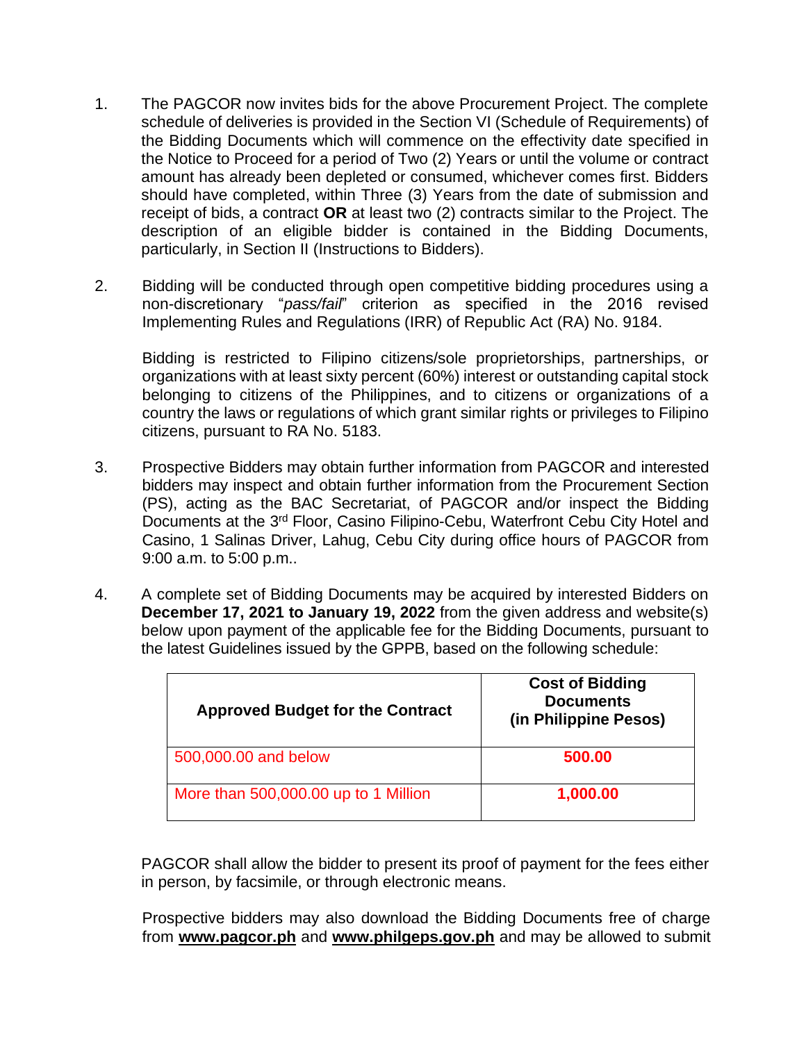1. The PAGCOR now invites bids for the above Procurement Project. The complete schedule of deliveries is provided in the Section VI (Schedule of Requirements) of the Bidding Documents which will commence on the effectivity date specified in the Notice to Proceed for a period of Two (2) Years or until the volume or contract amount has already been depleted or consumed, whichever comes first. Bidders should have completed, within Three (3) Years from the date of submission and receipt of bids, a contract **OR** at least two (2) contracts similar to the Project. The description of an eligible bidder is contained in the Bidding Documents, particularly, in Section II (Instructions to Bidders).

2. Bidding will be conducted through open competitive bidding procedures using a non-discretionary "*pass/fail*" criterion as specified in the 2016 revised Implementing Rules and Regulations (IRR) of Republic Act (RA) No. 9184.

   Bidding is restricted to Filipino citizens/sole proprietorships, partnerships, or organizations with at least sixty percent (60%) interest or outstanding capital stock belonging to citizens of the Philippines, and to citizens or organizations of a country the laws or regulations of which grant similar rights or privileges to Filipino citizens, pursuant to RA No. 5183.

3. Prospective Bidders may obtain further information from PAGCOR and interested bidders may inspect and obtain further information from the Procurement Section (PS), acting as the BAC Secretariat, of PAGCOR and/or inspect the Bidding Documents at the 3rd Floor, Casino Filipino-Cebu, Waterfront Cebu City Hotel and Casino, 1 Salinas Driver, Lahug, Cebu City during office hours of PAGCOR from 9:00 a.m. to 5:00 p.m..

4. A complete set of Bidding Documents may be acquired by interested Bidders on **December 17, 2021 to January 19, 2022** from the given address and website(s) below upon payment of the applicable fee for the Bidding Documents, pursuant to the latest Guidelines issued by the GPPB, based on the following schedule:

| Approved Budget for the Contract | Cost of Bidding Documents (in Philippine Pesos) |
|---|---|
| 500,000.00 and below | **500.00** |
| More than 500,000.00 up to 1 Million | **1,000.00** |

   PAGCOR shall allow the bidder to present its proof of payment for the fees either in person, by facsimile, or through electronic means.

   Prospective bidders may also download the Bidding Documents free of charge from **www.pagcor.ph** and **www.philgeps.gov.ph** and may be allowed to submit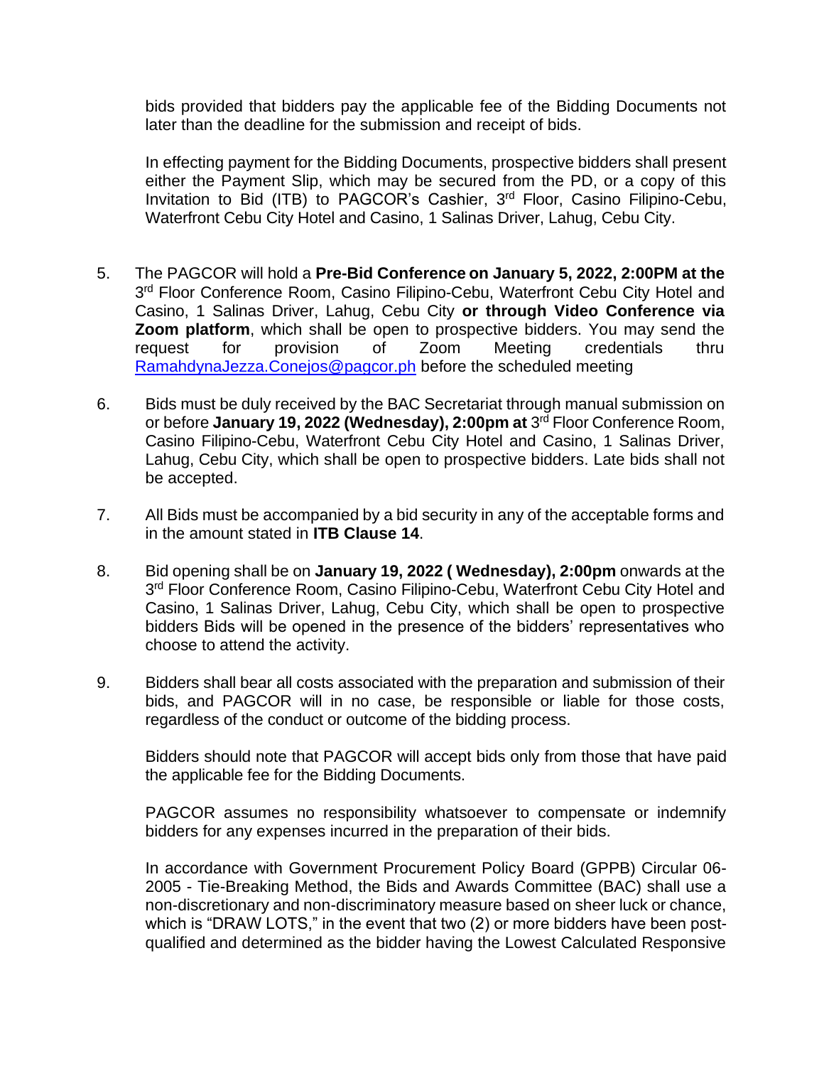bids provided that bidders pay the applicable fee of the Bidding Documents not later than the deadline for the submission and receipt of bids.

In effecting payment for the Bidding Documents, prospective bidders shall present either the Payment Slip, which may be secured from the PD, or a copy of this Invitation to Bid (ITB) to PAGCOR's Cashier, 3rd Floor, Casino Filipino-Cebu, Waterfront Cebu City Hotel and Casino, 1 Salinas Driver, Lahug, Cebu City.

5. The PAGCOR will hold a **Pre-Bid Conference on January 5, 2022, 2:00PM at the** 3rd Floor Conference Room, Casino Filipino-Cebu, Waterfront Cebu City Hotel and Casino, 1 Salinas Driver, Lahug, Cebu City **or through Video Conference via Zoom platform**, which shall be open to prospective bidders. You may send the request for provision of Zoom Meeting credentials thru RamahdynaJezza.Conejos@pagcor.ph before the scheduled meeting

6. Bids must be duly received by the BAC Secretariat through manual submission on or before **January 19, 2022 (Wednesday), 2:00pm at** 3rd Floor Conference Room, Casino Filipino-Cebu, Waterfront Cebu City Hotel and Casino, 1 Salinas Driver, Lahug, Cebu City, which shall be open to prospective bidders. Late bids shall not be accepted.

7. All Bids must be accompanied by a bid security in any of the acceptable forms and in the amount stated in **ITB Clause 14**.

8. Bid opening shall be on **January 19, 2022 ( Wednesday), 2:00pm** onwards at the 3rd Floor Conference Room, Casino Filipino-Cebu, Waterfront Cebu City Hotel and Casino, 1 Salinas Driver, Lahug, Cebu City, which shall be open to prospective bidders Bids will be opened in the presence of the bidders' representatives who choose to attend the activity.

9. Bidders shall bear all costs associated with the preparation and submission of their bids, and PAGCOR will in no case, be responsible or liable for those costs, regardless of the conduct or outcome of the bidding process.

   Bidders should note that PAGCOR will accept bids only from those that have paid the applicable fee for the Bidding Documents.

   PAGCOR assumes no responsibility whatsoever to compensate or indemnify bidders for any expenses incurred in the preparation of their bids.

   In accordance with Government Procurement Policy Board (GPPB) Circular 06-2005 - Tie-Breaking Method, the Bids and Awards Committee (BAC) shall use a non-discretionary and non-discriminatory measure based on sheer luck or chance, which is "DRAW LOTS," in the event that two (2) or more bidders have been post-qualified and determined as the bidder having the Lowest Calculated Responsive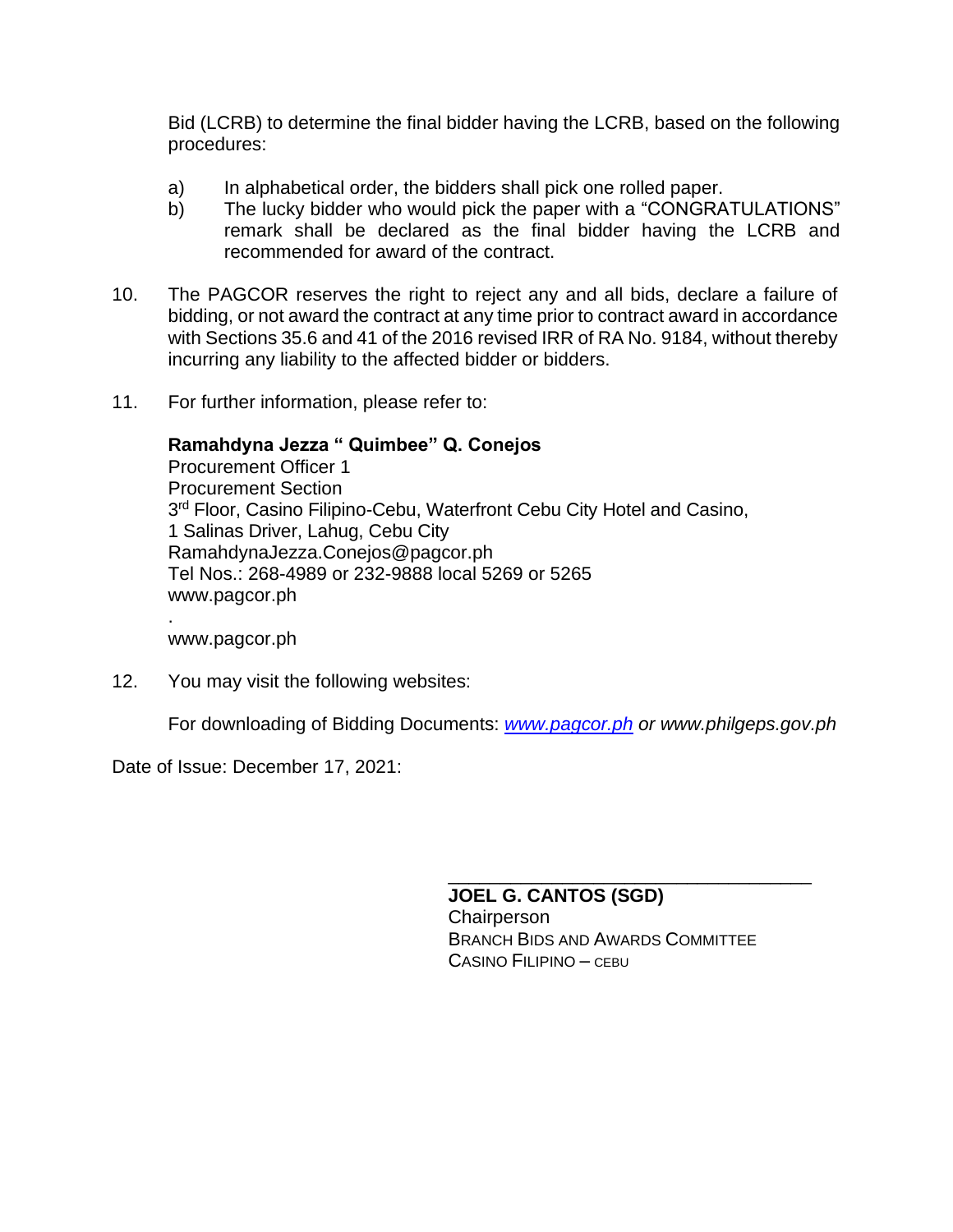Bid (LCRB) to determine the final bidder having the LCRB, based on the following procedures:

a) In alphabetical order, the bidders shall pick one rolled paper.
b) The lucky bidder who would pick the paper with a "CONGRATULATIONS" remark shall be declared as the final bidder having the LCRB and recommended for award of the contract.

10. The PAGCOR reserves the right to reject any and all bids, declare a failure of bidding, or not award the contract at any time prior to contract award in accordance with Sections 35.6 and 41 of the 2016 revised IRR of RA No. 9184, without thereby incurring any liability to the affected bidder or bidders.

11. For further information, please refer to:

**Ramahdyna Jezza " Quimbee" Q. Conejos**
Procurement Officer 1
Procurement Section
3rd Floor, Casino Filipino-Cebu, Waterfront Cebu City Hotel and Casino,
1 Salinas Driver, Lahug, Cebu City
RamahdynaJezza.Conejos@pagcor.ph
Tel Nos.: 268-4989 or 232-9888 local 5269 or 5265
www.pagcor.ph
.
www.pagcor.ph

12. You may visit the following websites:

For downloading of Bidding Documents: *www.pagcor.ph or www.philgeps.gov.ph*

Date of Issue: December 17, 2021:

___________________________________
**JOEL G. CANTOS (SGD)**
Chairperson
BRANCH BIDS AND AWARDS COMMITTEE
CASINO FILIPINO – CEBU